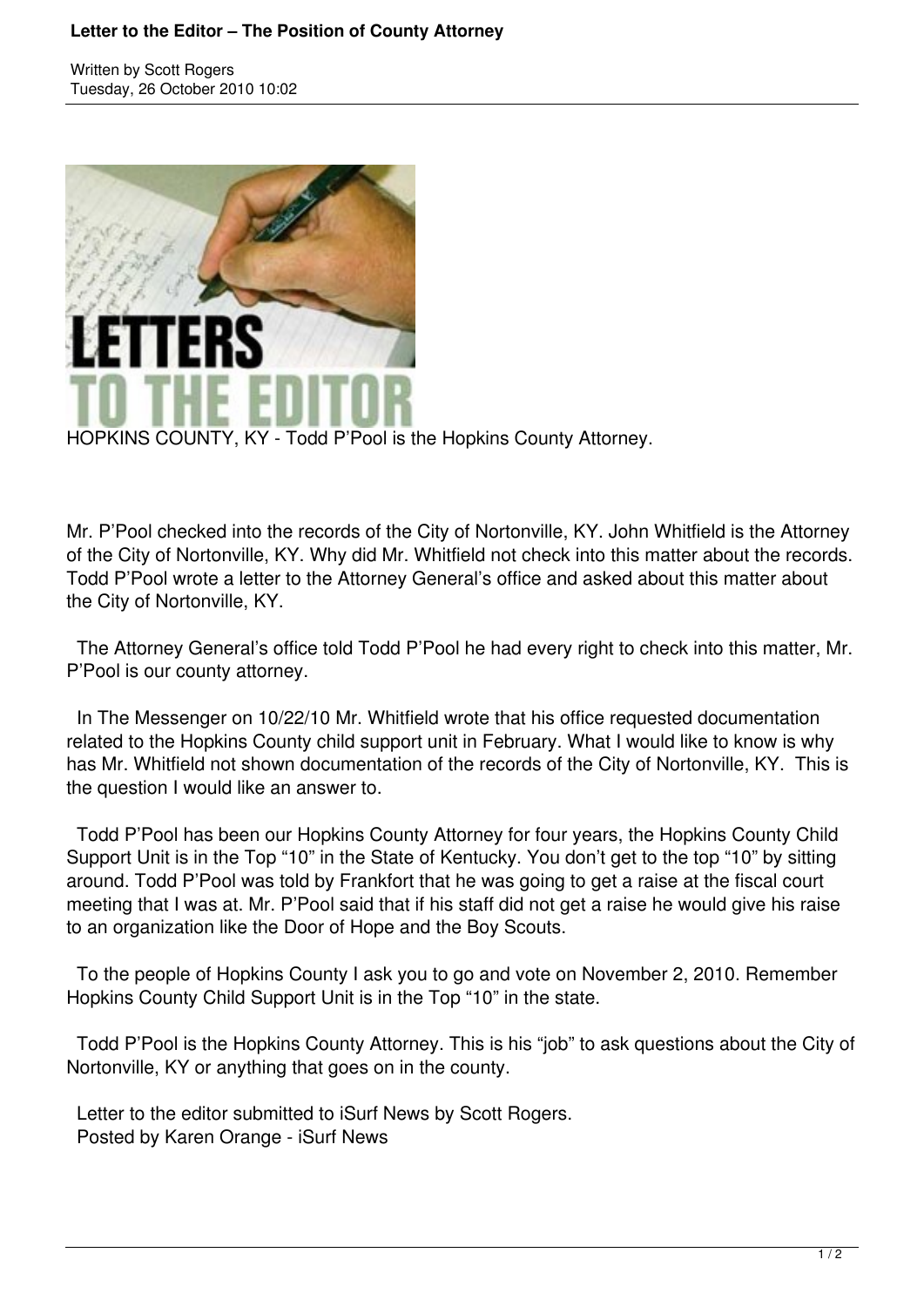# Letter to the Editor – The Position of County Attorney

Written by Scott Rogers
Tuesday, 26 October 2010 10:02

HOPKINS COUNTY, KY - Todd P'Pool is the Hopkins County Attorney.

Mr. P'Pool checked into the records of the City of Nortonville, KY. John Whitfield is the Attorney of the City of Nortonville, KY. Why did Mr. Whitfield not check into this matter about the records. Todd P'Pool wrote a letter to the Attorney General's office and asked about this matter about the City of Nortonville, KY.

The Attorney General's office told Todd P'Pool he had every right to check into this matter, Mr. P'Pool is our county attorney.

In The Messenger on 10/22/10 Mr. Whitfield wrote that his office requested documentation related to the Hopkins County child support unit in February. What I would like to know is why has Mr. Whitfield not shown documentation of the records of the City of Nortonville, KY. This is the question I would like an answer to.

Todd P'Pool has been our Hopkins County Attorney for four years, the Hopkins County Child Support Unit is in the Top "10" in the State of Kentucky. You don't get to the top "10" by sitting around. Todd P'Pool was told by Frankfort that he was going to get a raise at the fiscal court meeting that I was at. Mr. P'Pool said that if his staff did not get a raise he would give his raise to an organization like the Door of Hope and the Boy Scouts.

To the people of Hopkins County I ask you to go and vote on November 2, 2010. Remember Hopkins County Child Support Unit is in the Top "10" in the state.

Todd P'Pool is the Hopkins County Attorney. This is his "job" to ask questions about the City of Nortonville, KY or anything that goes on in the county.

Letter to the editor submitted to iSurf News by Scott Rogers.
Posted by Karen Orange - iSurf News